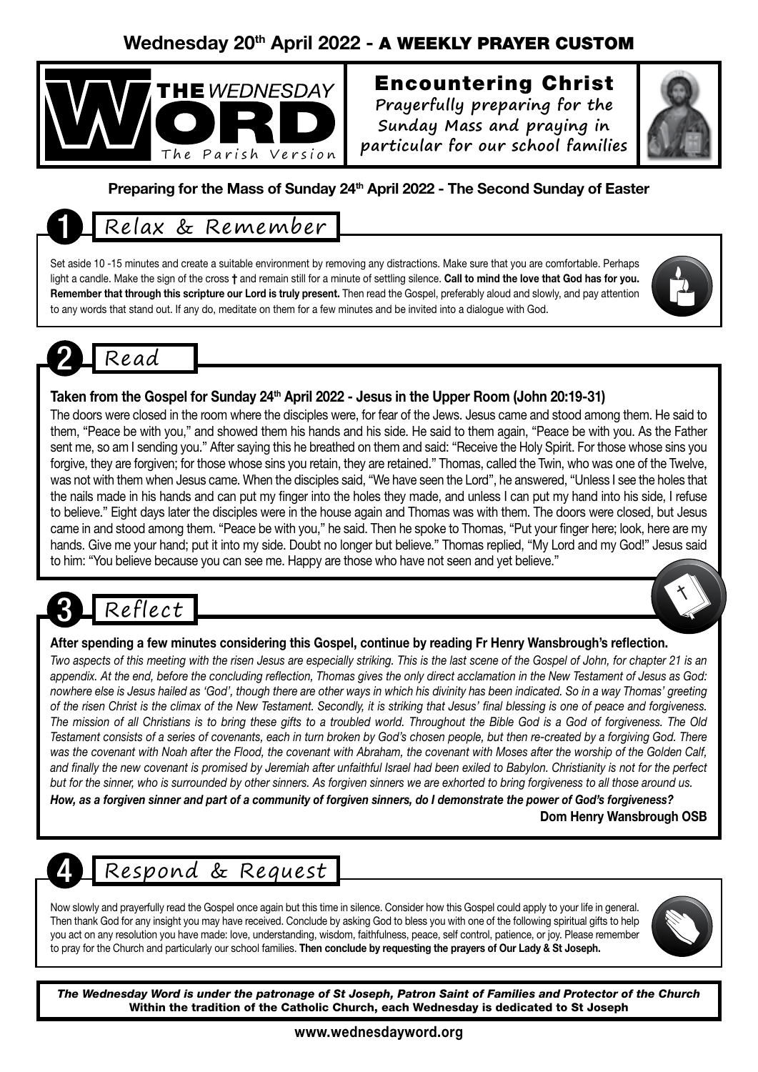# Wednesday 20th April 2022 - A WEEKLY PRAYER CUSTOM

**THE** *WEDNESDAY* **WORD**
The Parish Version

## Encountering Christ

Prayerfully preparing for the Sunday Mass and praying in particular for our school families

**Preparing for the Mass of Sunday 24th April 2022 - The Second Sunday of Easter**

## 1 Relax & Remember

Set aside 10 -15 minutes and create a suitable environment by removing any distractions. Make sure that you are comfortable. Perhaps light a candle. Make the sign of the cross † and remain still for a minute of settling silence. **Call to mind the love that God has for you. Remember that through this scripture our Lord is truly present.** Then read the Gospel, preferably aloud and slowly, and pay attention to any words that stand out. If any do, meditate on them for a few minutes and be invited into a dialogue with God.

## 2 Read

**Taken from the Gospel for Sunday 24th April 2022 - Jesus in the Upper Room (John 20:19-31)**

The doors were closed in the room where the disciples were, for fear of the Jews. Jesus came and stood among them. He said to them, "Peace be with you," and showed them his hands and his side. He said to them again, "Peace be with you. As the Father sent me, so am I sending you." After saying this he breathed on them and said: "Receive the Holy Spirit. For those whose sins you forgive, they are forgiven; for those whose sins you retain, they are retained." Thomas, called the Twin, who was one of the Twelve, was not with them when Jesus came. When the disciples said, "We have seen the Lord", he answered, "Unless I see the holes that the nails made in his hands and can put my finger into the holes they made, and unless I can put my hand into his side, I refuse to believe." Eight days later the disciples were in the house again and Thomas was with them. The doors were closed, but Jesus came in and stood among them. "Peace be with you," he said. Then he spoke to Thomas, "Put your finger here; look, here are my hands. Give me your hand; put it into my side. Doubt no longer but believe." Thomas replied, "My Lord and my God!" Jesus said to him: "You believe because you can see me. Happy are those who have not seen and yet believe."

## 3 Reflect

**After spending a few minutes considering this Gospel, continue by reading Fr Henry Wansbrough's reflection.**

*Two aspects of this meeting with the risen Jesus are especially striking. This is the last scene of the Gospel of John, for chapter 21 is an appendix. At the end, before the concluding reflection, Thomas gives the only direct acclamation in the New Testament of Jesus as God: nowhere else is Jesus hailed as 'God', though there are other ways in which his divinity has been indicated. So in a way Thomas' greeting of the risen Christ is the climax of the New Testament. Secondly, it is striking that Jesus' final blessing is one of peace and forgiveness. The mission of all Christians is to bring these gifts to a troubled world. Throughout the Bible God is a God of forgiveness. The Old Testament consists of a series of covenants, each in turn broken by God's chosen people, but then re-created by a forgiving God. There was the covenant with Noah after the Flood, the covenant with Abraham, the covenant with Moses after the worship of the Golden Calf, and finally the new covenant is promised by Jeremiah after unfaithful Israel had been exiled to Babylon. Christianity is not for the perfect but for the sinner, who is surrounded by other sinners. As forgiven sinners we are exhorted to bring forgiveness to all those around us.*

***How, as a forgiven sinner and part of a community of forgiven sinners, do I demonstrate the power of God's forgiveness?***

**Dom Henry Wansbrough OSB**

## 4 Respond & Request

Now slowly and prayerfully read the Gospel once again but this time in silence. Consider how this Gospel could apply to your life in general. Then thank God for any insight you may have received. Conclude by asking God to bless you with one of the following spiritual gifts to help you act on any resolution you have made: love, understanding, wisdom, faithfulness, peace, self control, patience, or joy. Please remember to pray for the Church and particularly our school families. **Then conclude by requesting the prayers of Our Lady & St Joseph.**

***The Wednesday Word is under the patronage of St Joseph, Patron Saint of Families and Protector of the Church***
**Within the tradition of the Catholic Church, each Wednesday is dedicated to St Joseph**

**www.wednesdayword.org**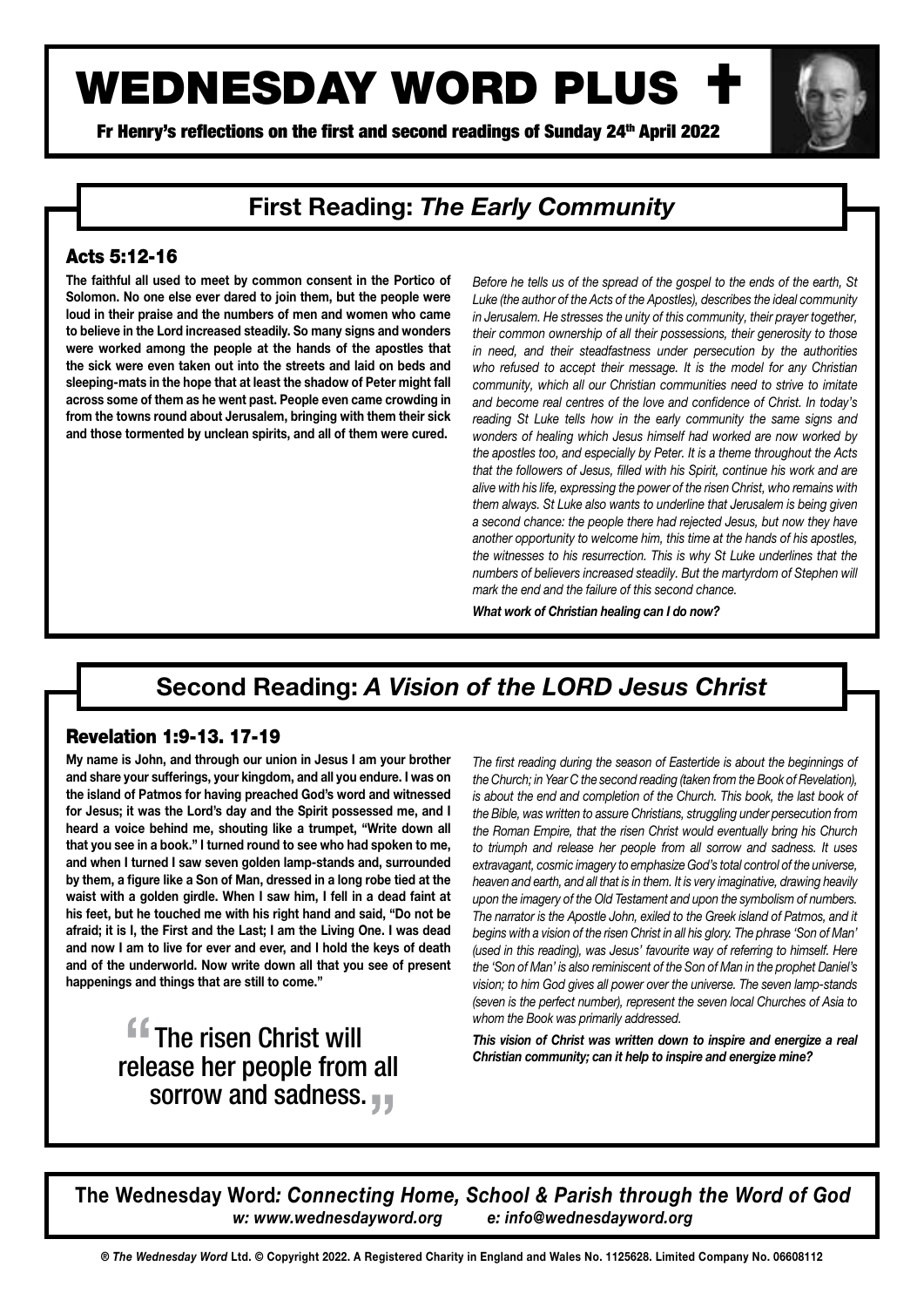# WEDNESDAY WORD PLUS ✝

**Fr Henry's reflections on the first and second readings of Sunday 24th April 2022**

## First Reading: *The Early Community*

### Acts 5:12-16

**The faithful all used to meet by common consent in the Portico of Solomon. No one else ever dared to join them, but the people were loud in their praise and the numbers of men and women who came to believe in the Lord increased steadily. So many signs and wonders were worked among the people at the hands of the apostles that the sick were even taken out into the streets and laid on beds and sleeping-mats in the hope that at least the shadow of Peter might fall across some of them as he went past. People even came crowding in from the towns round about Jerusalem, bringing with them their sick and those tormented by unclean spirits, and all of them were cured.**

*Before he tells us of the spread of the gospel to the ends of the earth, St Luke (the author of the Acts of the Apostles), describes the ideal community in Jerusalem. He stresses the unity of this community, their prayer together, their common ownership of all their possessions, their generosity to those in need, and their steadfastness under persecution by the authorities who refused to accept their message. It is the model for any Christian community, which all our Christian communities need to strive to imitate and become real centres of the love and confidence of Christ. In today's reading St Luke tells how in the early community the same signs and wonders of healing which Jesus himself had worked are now worked by the apostles too, and especially by Peter. It is a theme throughout the Acts that the followers of Jesus, filled with his Spirit, continue his work and are alive with his life, expressing the power of the risen Christ, who remains with them always. St Luke also wants to underline that Jerusalem is being given a second chance: the people there had rejected Jesus, but now they have another opportunity to welcome him, this time at the hands of his apostles, the witnesses to his resurrection. This is why St Luke underlines that the numbers of believers increased steadily. But the martyrdom of Stephen will mark the end and the failure of this second chance.*

***What work of Christian healing can I do now?***

## Second Reading: *A Vision of the LORD Jesus Christ*

### Revelation 1:9-13. 17-19

**My name is John, and through our union in Jesus I am your brother and share your sufferings, your kingdom, and all you endure. I was on the island of Patmos for having preached God's word and witnessed for Jesus; it was the Lord's day and the Spirit possessed me, and I heard a voice behind me, shouting like a trumpet, "Write down all that you see in a book." I turned round to see who had spoken to me, and when I turned I saw seven golden lamp-stands and, surrounded by them, a figure like a Son of Man, dressed in a long robe tied at the waist with a golden girdle. When I saw him, I fell in a dead faint at his feet, but he touched me with his right hand and said, "Do not be afraid; it is I, the First and the Last; I am the Living One. I was dead and now I am to live for ever and ever, and I hold the keys of death and of the underworld. Now write down all that you see of present happenings and things that are still to come."**

> "The risen Christ will release her people from all sorrow and sadness."

*The first reading during the season of Eastertide is about the beginnings of the Church; in Year C the second reading (taken from the Book of Revelation), is about the end and completion of the Church. This book, the last book of the Bible, was written to assure Christians, struggling under persecution from the Roman Empire, that the risen Christ would eventually bring his Church to triumph and release her people from all sorrow and sadness. It uses extravagant, cosmic imagery to emphasize God's total control of the universe, heaven and earth, and all that is in them. It is very imaginative, drawing heavily upon the imagery of the Old Testament and upon the symbolism of numbers. The narrator is the Apostle John, exiled to the Greek island of Patmos, and it begins with a vision of the risen Christ in all his glory. The phrase 'Son of Man' (used in this reading), was Jesus' favourite way of referring to himself. Here the 'Son of Man' is also reminiscent of the Son of Man in the prophet Daniel's vision; to him God gives all power over the universe. The seven lamp-stands (seven is the perfect number), represent the seven local Churches of Asia to whom the Book was primarily addressed.*

***This vision of Christ was written down to inspire and energize a real Christian community; can it help to inspire and energize mine?***

**The Wednesday Word*: Connecting Home, School & Parish through the Word of God***
***w: www.wednesdayword.org e: info@wednesdayword.org***

**® *The Wednesday Word* Ltd. © Copyright 2022. A Registered Charity in England and Wales No. 1125628. Limited Company No. 06608112**